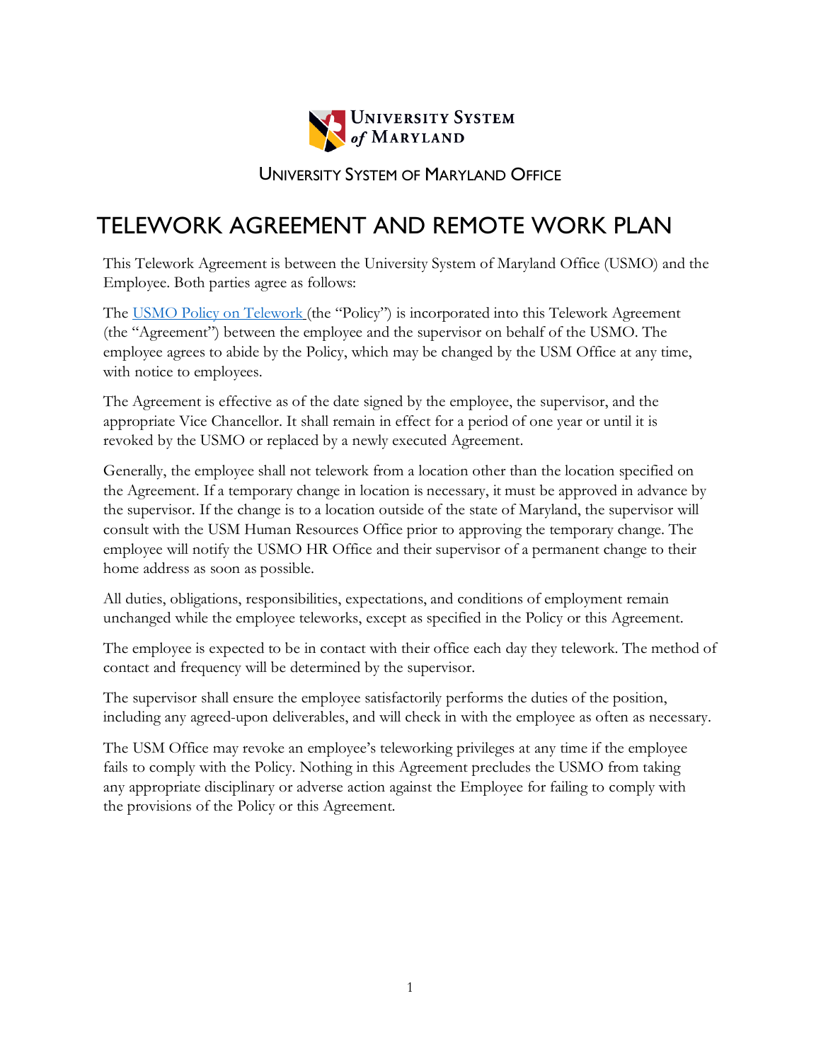University System of Maryland

UNIVERSITY SYSTEM OF MARYLAND OFFICE

# TELEWORK AGREEMENT AND REMOTE WORK PLAN

This Telework Agreement is between the University System of Maryland Office (USMO) and the Employee. Both parties agree as follows:

The USMO Policy on Telework (the "Policy") is incorporated into this Telework Agreement (the "Agreement") between the employee and the supervisor on behalf of the USMO. The employee agrees to abide by the Policy, which may be changed by the USM Office at any time, with notice to employees.

The Agreement is effective as of the date signed by the employee, the supervisor, and the appropriate Vice Chancellor. It shall remain in effect for a period of one year or until it is revoked by the USMO or replaced by a newly executed Agreement.

Generally, the employee shall not telework from a location other than the location specified on the Agreement. If a temporary change in location is necessary, it must be approved in advance by the supervisor. If the change is to a location outside of the state of Maryland, the supervisor will consult with the USM Human Resources Office prior to approving the temporary change. The employee will notify the USMO HR Office and their supervisor of a permanent change to their home address as soon as possible.

All duties, obligations, responsibilities, expectations, and conditions of employment remain unchanged while the employee teleworks, except as specified in the Policy or this Agreement.

The employee is expected to be in contact with their office each day they telework. The method of contact and frequency will be determined by the supervisor.

The supervisor shall ensure the employee satisfactorily performs the duties of the position, including any agreed-upon deliverables, and will check in with the employee as often as necessary.

The USM Office may revoke an employee's teleworking privileges at any time if the employee fails to comply with the Policy. Nothing in this Agreement precludes the USMO from taking any appropriate disciplinary or adverse action against the Employee for failing to comply with the provisions of the Policy or this Agreement.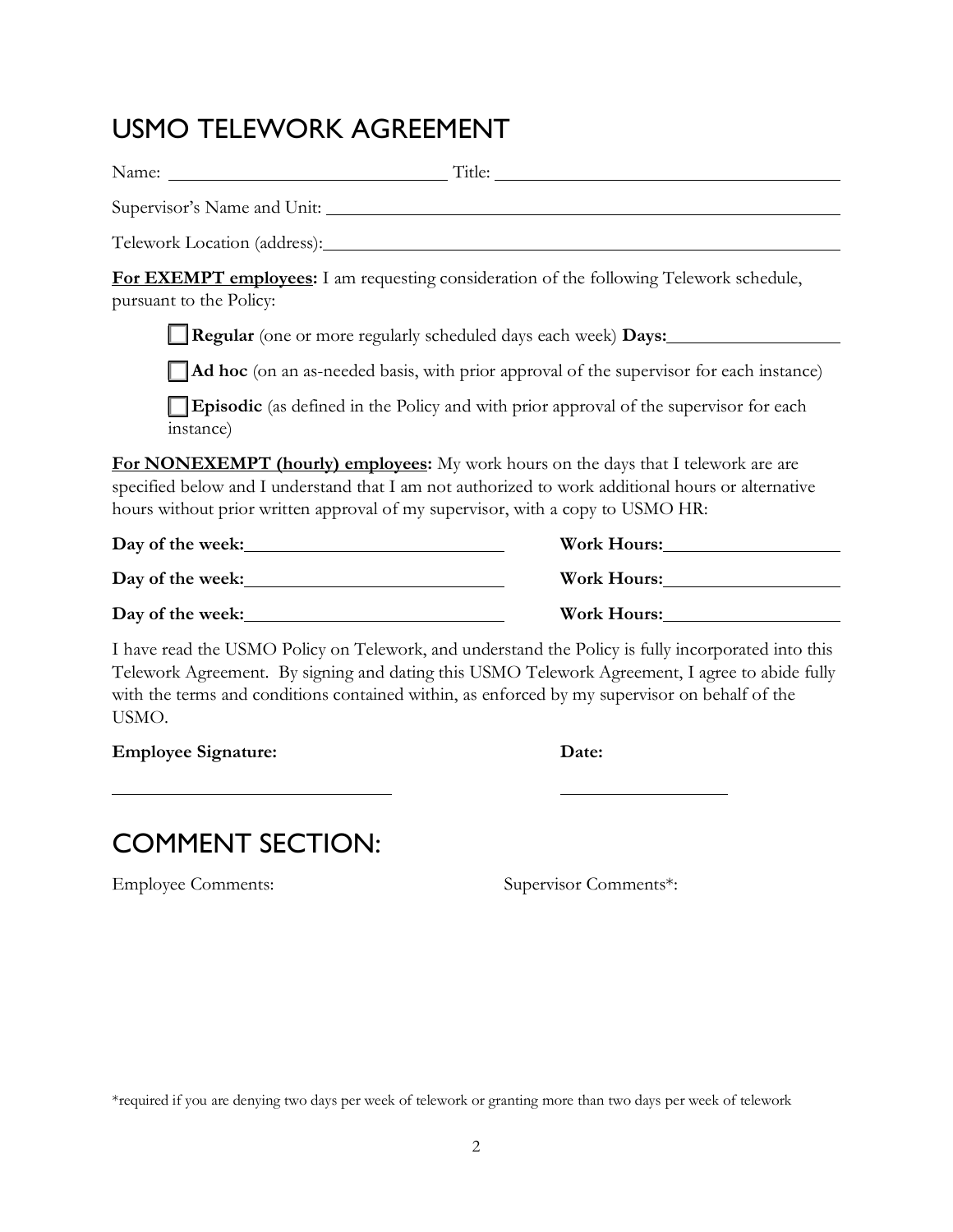# USMO TELEWORK AGREEMENT

Name: ______________________________ Title: ____________________________________

Supervisor's Name and Unit: ______________________________________________________

Telework Location (address): _____________________________________________________

**<u>For EXEMPT employees</u>:** I am requesting consideration of the following Telework schedule, pursuant to the Policy:

> ☐ **Regular** (one or more regularly scheduled days each week) **Days:** __________________
>
> ☐ **Ad hoc** (on an as-needed basis, with prior approval of the supervisor for each instance)
>
> ☐ **Episodic** (as defined in the Policy and with prior approval of the supervisor for each instance)

**<u>For NONEXEMPT (hourly) employees</u>:** My work hours on the days that I telework are are specified below and I understand that I am not authorized to work additional hours or alternative hours without prior written approval of my supervisor, with a copy to USMO HR:

**Day of the week:** ___________________________ **Work Hours:** ___________________

**Day of the week:** ___________________________ **Work Hours:** ___________________

**Day of the week:** ___________________________ **Work Hours:** ___________________

I have read the USMO Policy on Telework, and understand the Policy is fully incorporated into this Telework Agreement. By signing and dating this USMO Telework Agreement, I agree to abide fully with the terms and conditions contained within, as enforced by my supervisor on behalf of the USMO.

**Employee Signature:** ______________________________ **Date:** __________________

# COMMENT SECTION:

Employee Comments:

Supervisor Comments*:

*required if you are denying two days per week of telework or granting more than two days per week of telework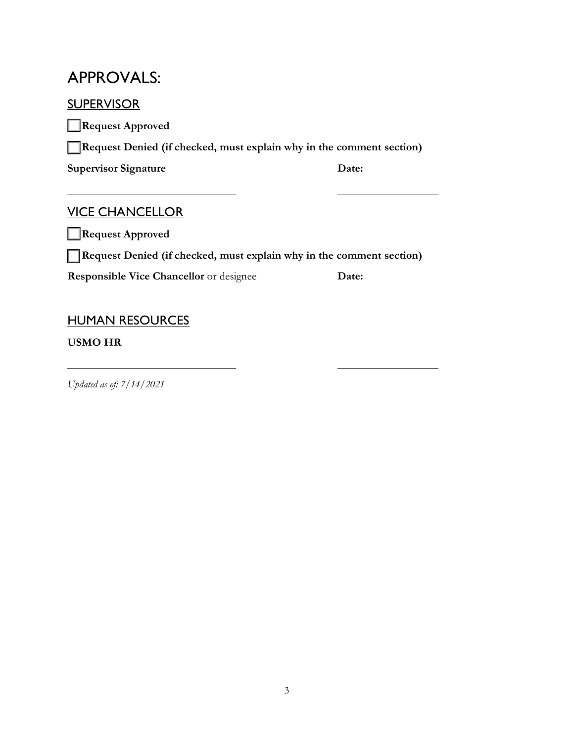# APPROVALS:

## SUPERVISOR

☐ **Request Approved**

☐ **Request Denied (if checked, must explain why in the comment section)**

**Supervisor Signature** **Date:**

______________________________ ____________________

## VICE CHANCELLOR

☐ **Request Approved**

☐ **Request Denied (if checked, must explain why in the comment section)**

**Responsible Vice Chancellor** or designee **Date:**

______________________________ ____________________

## HUMAN RESOURCES

**USMO HR**

______________________________ ____________________

*Updated as of: 7/14/2021*